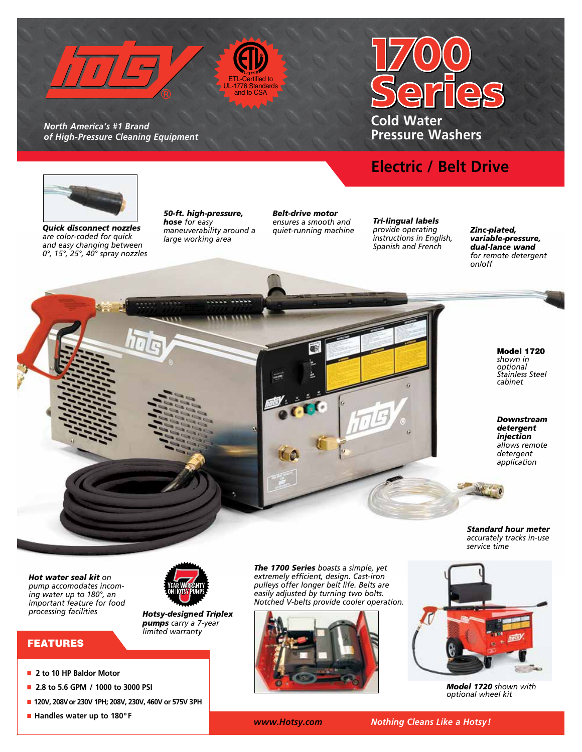# hotsy®

ETL-Certified to UL-1776 Standards and to CSA

*North America's #1 Brand of High-Pressure Cleaning Equipment*

# 1700 Series

## Cold Water Pressure Washers

## Electric / Belt Drive

***Quick disconnect nozzles*** *are color-coded for quick and easy changing between 0°, 15°, 25°, 40° spray nozzles*

***50-ft. high-pressure, hose*** *for easy maneuverability around a large working area*

***Belt-drive motor*** *ensures a smooth and quiet-running machine*

***Tri-lingual labels*** *provide operating instructions in English, Spanish and French*

***Zinc-plated, variable-pressure, dual-lance wand*** *for remote detergent on/off*

**Model 1720** *shown in optional Stainless Steel cabinet*

***Downstream detergent injection*** *allows remote detergent application*

***Standard hour meter*** *accurately tracks in-use service time*

***Hot water seal kit*** *on pump accomodates incoming water up to 180°, an important feature for food processing facilities*

7 YEAR WARRANTY ON HOTSY PUMPS

***Hotsy-designed Triplex pumps*** *carry a 7-year limited warranty*

***The 1700 Series*** *boasts a simple, yet extremely efficient, design. Cast-iron pulleys offer longer belt life. Belts are easily adjusted by turning two bolts. Notched V-belts provide cooler operation.*

***Model 1720*** *shown with optional wheel kit*

## FEATURES

- 2 to 10 HP Baldor Motor
- 2.8 to 5.6 GPM / 1000 to 3000 PSI
- 120V, 208V or 230V 1PH; 208V, 230V, 460V or 575V 3PH
- Handles water up to 180°F

*www.Hotsy.com*

*Nothing Cleans Like a Hotsy!*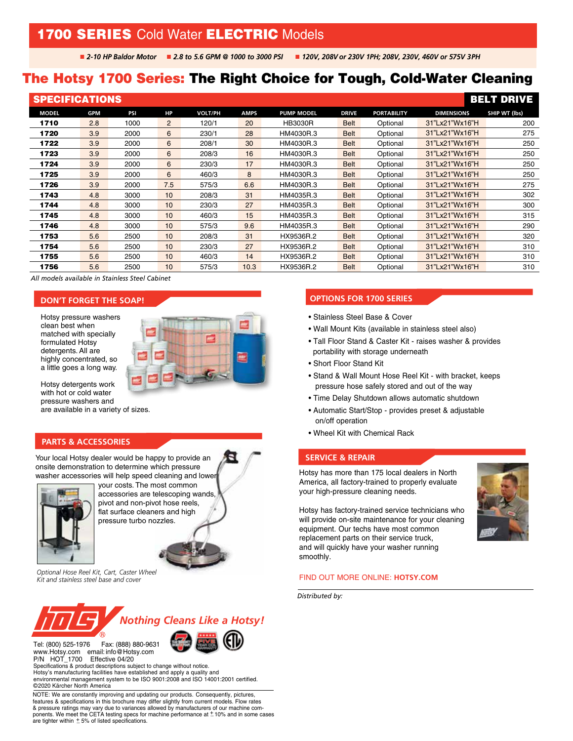# 1700 SERIES Cold Water ELECTRIC Models

■ *2-10 HP Baldor Motor* ■ *2.8 to 5.6 GPM @ 1000 to 3000 PSI* ■ *120V, 208V or 230V 1PH; 208V, 230V, 460V or 575V 3PH*

## The Hotsy 1700 Series: The Right Choice for Tough, Cold-Water Cleaning

### SPECIFICATIONS — BELT DRIVE

| MODEL | GPM | PSI | HP | VOLT/PH | AMPS | PUMP MODEL | DRIVE | PORTABILITY | DIMENSIONS | SHIP WT (lbs) |
|---|---|---|---|---|---|---|---|---|---|---|
| **1710** | 2.8 | 1000 | 2 | 120/1 | 20 | HB3030R | Belt | Optional | 31"Lx21"Wx16"H | 200 |
| **1720** | 3.9 | 2000 | 6 | 230/1 | 28 | HM4030R.3 | Belt | Optional | 31"Lx21"Wx16"H | 275 |
| **1722** | 3.9 | 2000 | 6 | 208/1 | 30 | HM4030R.3 | Belt | Optional | 31"Lx21"Wx16"H | 250 |
| **1723** | 3.9 | 2000 | 6 | 208/3 | 16 | HM4030R.3 | Belt | Optional | 31"Lx21"Wx16"H | 250 |
| **1724** | 3.9 | 2000 | 6 | 230/3 | 17 | HM4030R.3 | Belt | Optional | 31"Lx21"Wx16"H | 250 |
| **1725** | 3.9 | 2000 | 6 | 460/3 | 8 | HM4030R.3 | Belt | Optional | 31"Lx21"Wx16"H | 250 |
| **1726** | 3.9 | 2000 | 7.5 | 575/3 | 6.6 | HM4030R.3 | Belt | Optional | 31"Lx21"Wx16"H | 275 |
| **1743** | 4.8 | 3000 | 10 | 208/3 | 31 | HM4035R.3 | Belt | Optional | 31"Lx21"Wx16"H | 302 |
| **1744** | 4.8 | 3000 | 10 | 230/3 | 27 | HM4035R.3 | Belt | Optional | 31"Lx21"Wx16"H | 300 |
| **1745** | 4.8 | 3000 | 10 | 460/3 | 15 | HM4035R.3 | Belt | Optional | 31"Lx21"Wx16"H | 315 |
| **1746** | 4.8 | 3000 | 10 | 575/3 | 9.6 | HM4035R.3 | Belt | Optional | 31"Lx21"Wx16"H | 290 |
| **1753** | 5.6 | 2500 | 10 | 208/3 | 31 | HX9536R.2 | Belt | Optional | 31"Lx21"Wx16"H | 320 |
| **1754** | 5.6 | 2500 | 10 | 230/3 | 27 | HX9536R.2 | Belt | Optional | 31"Lx21"Wx16"H | 310 |
| **1755** | 5.6 | 2500 | 10 | 460/3 | 14 | HX9536R.2 | Belt | Optional | 31"Lx21"Wx16"H | 310 |
| **1756** | 5.6 | 2500 | 10 | 575/3 | 10.3 | HX9536R.2 | Belt | Optional | 31"Lx21"Wx16"H | 310 |

*All models available in Stainless Steel Cabinet*

### DON'T FORGET THE SOAP!

Hotsy pressure washers clean best when matched with specially formulated Hotsy detergents. All are highly concentrated, so a little goes a long way.

Hotsy detergents work with hot or cold water pressure washers and are available in a variety of sizes.

### PARTS & ACCESSORIES

Your local Hotsy dealer would be happy to provide an onsite demonstration to determine which pressure washer accessories will help speed cleaning and lower your costs. The most common accessories are telescoping wands, pivot and non-pivot hose reels, flat surface cleaners and high pressure turbo nozzles.

*Optional Hose Reel Kit, Cart, Caster Wheel Kit and stainless steel base and cover*

### OPTIONS FOR 1700 SERIES

- Stainless Steel Base & Cover
- Wall Mount Kits (available in stainless steel also)
- Tall Floor Stand & Caster Kit - raises washer & provides portability with storage underneath
- Short Floor Stand Kit
- Stand & Wall Mount Hose Reel Kit - with bracket, keeps pressure hose safely stored and out of the way
- Time Delay Shutdown allows automatic shutdown
- Automatic Start/Stop - provides preset & adjustable on/off operation
- Wheel Kit with Chemical Rack

### SERVICE & REPAIR

Hotsy has more than 175 local dealers in North America, all factory-trained to properly evaluate your high-pressure cleaning needs.

Hotsy has factory-trained service technicians who will provide on-site maintenance for your cleaning equipment. Our techs have most common replacement parts on their service truck, and will quickly have your washer running smoothly.

FIND OUT MORE ONLINE: **HOTSY.COM**

*Distributed by:*

*Nothing Cleans Like a Hotsy!*

Tel: (800) 525-1976 Fax: (888) 880-9631
www.Hotsy.com email: info@Hotsy.com
P/N HOT_1700 Effective 04/20
Specifications & product descriptions subject to change without notice.
Hotsy's manufacturing facilities have established and apply a quality and environmental management system to be ISO 9001:2008 and ISO 14001:2001 certified.
©2020 Kärcher North America

NOTE: We are constantly improving and updating our products. Consequently, pictures, features & specifications in this brochure may differ slightly from current models. Flow rates & pressure ratings may vary due to variances allowed by manufacturers of our machine components. We meet the CETA testing specs for machine performance at ± 10% and in some cases are tighter within ± 5% of listed specifications.